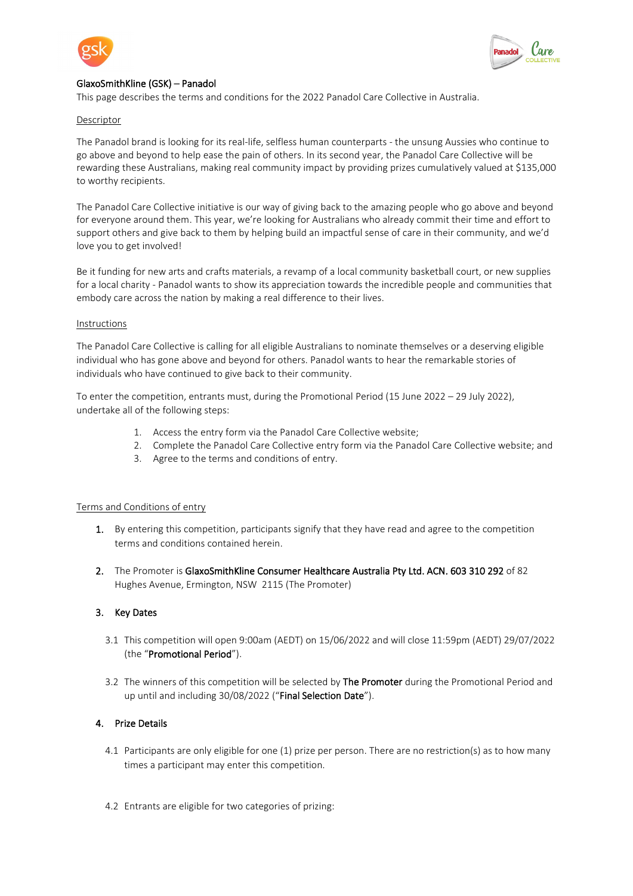GlaxoSmithKline (GSK) – Panadol

This page describes the terms and conditions for the 2022 Panadol Care Collective in Australia.

## Descriptor

The Panadol brand is looking for its real-life, selfless human counterparts - the unsung Aussies who continue to go above and beyond to help ease the pain of others. In its second year, the Panadol Care Collective will be rewarding these Australians, making real community impact by providing prizes cumulatively valued at $135,000 to worthy recipients.

The Panadol Care Collective initiative is our way of giving back to the amazing people who go above and beyond for everyone around them. This year, we're looking for Australians who already commit their time and effort to support others and give back to them by helping build an impactful sense of care in their community, and we'd love you to get involved!

Be it funding for new arts and crafts materials, a revamp of a local community basketball court, or new supplies for a local charity - Panadol wants to show its appreciation towards the incredible people and communities that embody care across the nation by making a real difference to their lives.

## Instructions

The Panadol Care Collective is calling for all eligible Australians to nominate themselves or a deserving eligible individual who has gone above and beyond for others. Panadol wants to hear the remarkable stories of individuals who have continued to give back to their community.

To enter the competition, entrants must, during the Promotional Period (15 June 2022 – 29 July 2022), undertake all of the following steps:

1. Access the entry form via the Panadol Care Collective website;
2. Complete the Panadol Care Collective entry form via the Panadol Care Collective website; and
3. Agree to the terms and conditions of entry.

## Terms and Conditions of entry

1. By entering this competition, participants signify that they have read and agree to the competition terms and conditions contained herein.

2. The Promoter is **GlaxoSmithKline Consumer Healthcare Australia Pty Ltd. ACN. 603 310 292** of 82 Hughes Avenue, Ermington, NSW 2115 (The Promoter)

3. **Key Dates**

   3.1 This competition will open 9:00am (AEDT) on 15/06/2022 and will close 11:59pm (AEDT) 29/07/2022 (the "**Promotional Period**").

   3.2 The winners of this competition will be selected by **The Promoter** during the Promotional Period and up until and including 30/08/2022 ("**Final Selection Date**").

4. **Prize Details**

   4.1 Participants are only eligible for one (1) prize per person. There are no restriction(s) as to how many times a participant may enter this competition.

   4.2 Entrants are eligible for two categories of prizing: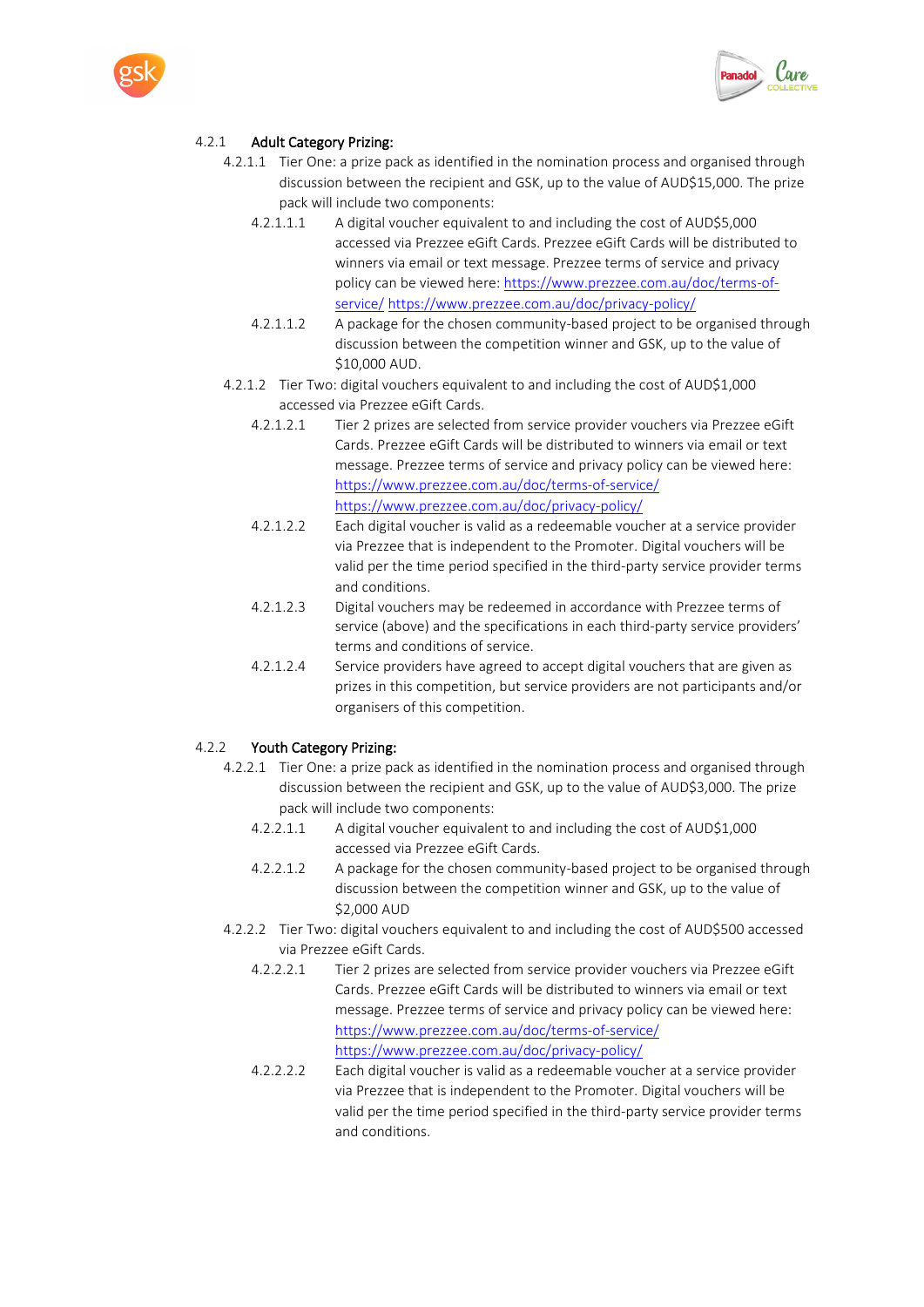4.2.1 **Adult Category Prizing:**

4.2.1.1 Tier One: a prize pack as identified in the nomination process and organised through discussion between the recipient and GSK, up to the value of AUD$15,000. The prize pack will include two components:

4.2.1.1.1 A digital voucher equivalent to and including the cost of AUD$5,000 accessed via Prezzee eGift Cards. Prezzee eGift Cards will be distributed to winners via email or text message. Prezzee terms of service and privacy policy can be viewed here: https://www.prezzee.com.au/doc/terms-of-service/ https://www.prezzee.com.au/doc/privacy-policy/

4.2.1.1.2 A package for the chosen community-based project to be organised through discussion between the competition winner and GSK, up to the value of $10,000 AUD.

4.2.1.2 Tier Two: digital vouchers equivalent to and including the cost of AUD$1,000 accessed via Prezzee eGift Cards.

4.2.1.2.1 Tier 2 prizes are selected from service provider vouchers via Prezzee eGift Cards. Prezzee eGift Cards will be distributed to winners via email or text message. Prezzee terms of service and privacy policy can be viewed here: https://www.prezzee.com.au/doc/terms-of-service/ https://www.prezzee.com.au/doc/privacy-policy/

4.2.1.2.2 Each digital voucher is valid as a redeemable voucher at a service provider via Prezzee that is independent to the Promoter. Digital vouchers will be valid per the time period specified in the third-party service provider terms and conditions.

4.2.1.2.3 Digital vouchers may be redeemed in accordance with Prezzee terms of service (above) and the specifications in each third-party service providers' terms and conditions of service.

4.2.1.2.4 Service providers have agreed to accept digital vouchers that are given as prizes in this competition, but service providers are not participants and/or organisers of this competition.

4.2.2 **Youth Category Prizing:**

4.2.2.1 Tier One: a prize pack as identified in the nomination process and organised through discussion between the recipient and GSK, up to the value of AUD$3,000. The prize pack will include two components:

4.2.2.1.1 A digital voucher equivalent to and including the cost of AUD$1,000 accessed via Prezzee eGift Cards.

4.2.2.1.2 A package for the chosen community-based project to be organised through discussion between the competition winner and GSK, up to the value of $2,000 AUD

4.2.2.2 Tier Two: digital vouchers equivalent to and including the cost of AUD$500 accessed via Prezzee eGift Cards.

4.2.2.2.1 Tier 2 prizes are selected from service provider vouchers via Prezzee eGift Cards. Prezzee eGift Cards will be distributed to winners via email or text message. Prezzee terms of service and privacy policy can be viewed here: https://www.prezzee.com.au/doc/terms-of-service/ https://www.prezzee.com.au/doc/privacy-policy/

4.2.2.2.2 Each digital voucher is valid as a redeemable voucher at a service provider via Prezzee that is independent to the Promoter. Digital vouchers will be valid per the time period specified in the third-party service provider terms and conditions.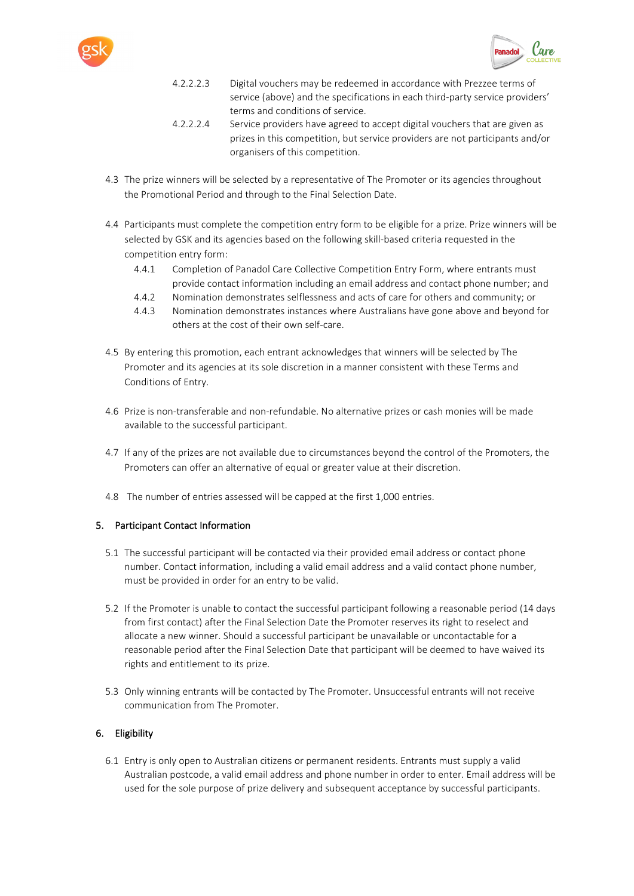4.2.2.2.3 Digital vouchers may be redeemed in accordance with Prezzee terms of service (above) and the specifications in each third-party service providers' terms and conditions of service.

4.2.2.2.4 Service providers have agreed to accept digital vouchers that are given as prizes in this competition, but service providers are not participants and/or organisers of this competition.

4.3 The prize winners will be selected by a representative of The Promoter or its agencies throughout the Promotional Period and through to the Final Selection Date.

4.4 Participants must complete the competition entry form to be eligible for a prize. Prize winners will be selected by GSK and its agencies based on the following skill-based criteria requested in the competition entry form:

4.4.1 Completion of Panadol Care Collective Competition Entry Form, where entrants must provide contact information including an email address and contact phone number; and

4.4.2 Nomination demonstrates selflessness and acts of care for others and community; or

4.4.3 Nomination demonstrates instances where Australians have gone above and beyond for others at the cost of their own self-care.

4.5 By entering this promotion, each entrant acknowledges that winners will be selected by The Promoter and its agencies at its sole discretion in a manner consistent with these Terms and Conditions of Entry.

4.6 Prize is non-transferable and non-refundable. No alternative prizes or cash monies will be made available to the successful participant.

4.7 If any of the prizes are not available due to circumstances beyond the control of the Promoters, the Promoters can offer an alternative of equal or greater value at their discretion.

4.8 The number of entries assessed will be capped at the first 1,000 entries.

## 5. Participant Contact Information

5.1 The successful participant will be contacted via their provided email address or contact phone number. Contact information, including a valid email address and a valid contact phone number, must be provided in order for an entry to be valid.

5.2 If the Promoter is unable to contact the successful participant following a reasonable period (14 days from first contact) after the Final Selection Date the Promoter reserves its right to reselect and allocate a new winner. Should a successful participant be unavailable or uncontactable for a reasonable period after the Final Selection Date that participant will be deemed to have waived its rights and entitlement to its prize.

5.3 Only winning entrants will be contacted by The Promoter. Unsuccessful entrants will not receive communication from The Promoter.

## 6. Eligibility

6.1 Entry is only open to Australian citizens or permanent residents. Entrants must supply a valid Australian postcode, a valid email address and phone number in order to enter. Email address will be used for the sole purpose of prize delivery and subsequent acceptance by successful participants.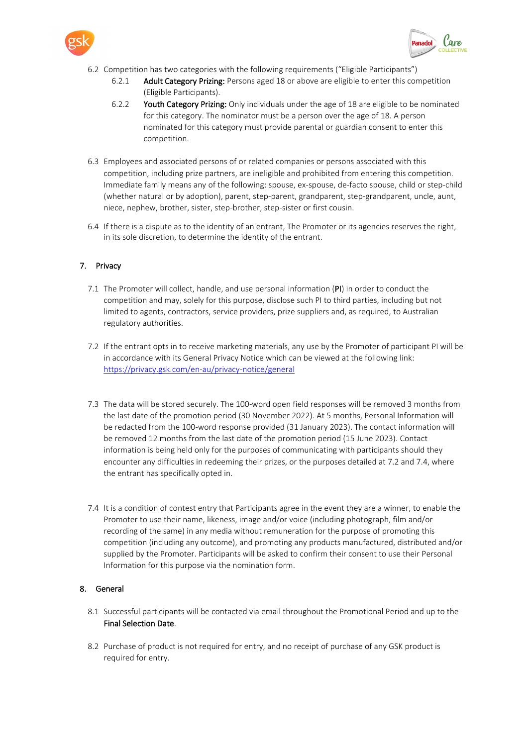6.2 Competition has two categories with the following requirements ("Eligible Participants")

6.2.1 **Adult Category Prizing:** Persons aged 18 or above are eligible to enter this competition (Eligible Participants).

6.2.2 **Youth Category Prizing:** Only individuals under the age of 18 are eligible to be nominated for this category. The nominator must be a person over the age of 18. A person nominated for this category must provide parental or guardian consent to enter this competition.

6.3 Employees and associated persons of or related companies or persons associated with this competition, including prize partners, are ineligible and prohibited from entering this competition. Immediate family means any of the following: spouse, ex-spouse, de-facto spouse, child or step-child (whether natural or by adoption), parent, step-parent, grandparent, step-grandparent, uncle, aunt, niece, nephew, brother, sister, step-brother, step-sister or first cousin.

6.4 If there is a dispute as to the identity of an entrant, The Promoter or its agencies reserves the right, in its sole discretion, to determine the identity of the entrant.

## 7. Privacy

7.1 The Promoter will collect, handle, and use personal information (**PI**) in order to conduct the competition and may, solely for this purpose, disclose such PI to third parties, including but not limited to agents, contractors, service providers, prize suppliers and, as required, to Australian regulatory authorities.

7.2 If the entrant opts in to receive marketing materials, any use by the Promoter of participant PI will be in accordance with its General Privacy Notice which can be viewed at the following link: [https://privacy.gsk.com/en-au/privacy-notice/general](https://privacy.gsk.com/en-au/privacy-notice/general)

7.3 The data will be stored securely. The 100-word open field responses will be removed 3 months from the last date of the promotion period (30 November 2022). At 5 months, Personal Information will be redacted from the 100-word response provided (31 January 2023). The contact information will be removed 12 months from the last date of the promotion period (15 June 2023). Contact information is being held only for the purposes of communicating with participants should they encounter any difficulties in redeeming their prizes, or the purposes detailed at 7.2 and 7.4, where the entrant has specifically opted in.

7.4 It is a condition of contest entry that Participants agree in the event they are a winner, to enable the Promoter to use their name, likeness, image and/or voice (including photograph, film and/or recording of the same) in any media without remuneration for the purpose of promoting this competition (including any outcome), and promoting any products manufactured, distributed and/or supplied by the Promoter. Participants will be asked to confirm their consent to use their Personal Information for this purpose via the nomination form.

## 8. General

8.1 Successful participants will be contacted via email throughout the Promotional Period and up to the **Final Selection Date**.

8.2 Purchase of product is not required for entry, and no receipt of purchase of any GSK product is required for entry.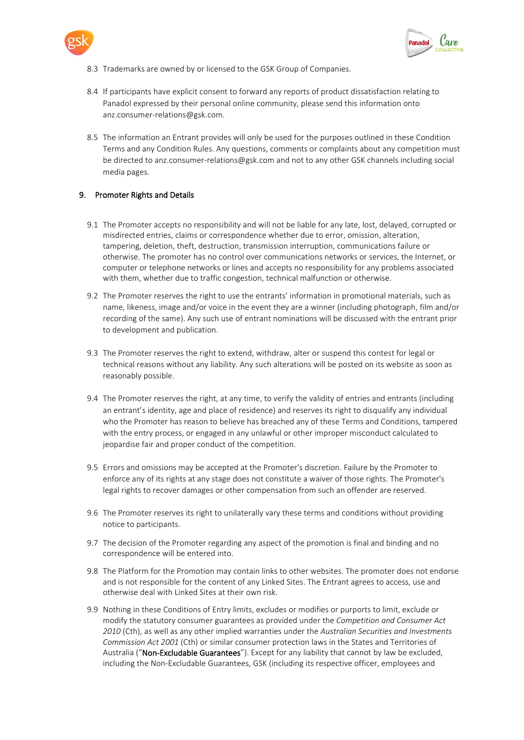8.3 Trademarks are owned by or licensed to the GSK Group of Companies.

8.4 If participants have explicit consent to forward any reports of product dissatisfaction relating to Panadol expressed by their personal online community, please send this information onto anz.consumer-relations@gsk.com.

8.5 The information an Entrant provides will only be used for the purposes outlined in these Condition Terms and any Condition Rules. Any questions, comments or complaints about any competition must be directed to anz.consumer-relations@gsk.com and not to any other GSK channels including social media pages.

## 9. Promoter Rights and Details

9.1 The Promoter accepts no responsibility and will not be liable for any late, lost, delayed, corrupted or misdirected entries, claims or correspondence whether due to error, omission, alteration, tampering, deletion, theft, destruction, transmission interruption, communications failure or otherwise. The promoter has no control over communications networks or services, the Internet, or computer or telephone networks or lines and accepts no responsibility for any problems associated with them, whether due to traffic congestion, technical malfunction or otherwise.

9.2 The Promoter reserves the right to use the entrants' information in promotional materials, such as name, likeness, image and/or voice in the event they are a winner (including photograph, film and/or recording of the same). Any such use of entrant nominations will be discussed with the entrant prior to development and publication.

9.3 The Promoter reserves the right to extend, withdraw, alter or suspend this contest for legal or technical reasons without any liability. Any such alterations will be posted on its website as soon as reasonably possible.

9.4 The Promoter reserves the right, at any time, to verify the validity of entries and entrants (including an entrant's identity, age and place of residence) and reserves its right to disqualify any individual who the Promoter has reason to believe has breached any of these Terms and Conditions, tampered with the entry process, or engaged in any unlawful or other improper misconduct calculated to jeopardise fair and proper conduct of the competition.

9.5 Errors and omissions may be accepted at the Promoter's discretion. Failure by the Promoter to enforce any of its rights at any stage does not constitute a waiver of those rights. The Promoter's legal rights to recover damages or other compensation from such an offender are reserved.

9.6 The Promoter reserves its right to unilaterally vary these terms and conditions without providing notice to participants.

9.7 The decision of the Promoter regarding any aspect of the promotion is final and binding and no correspondence will be entered into.

9.8 The Platform for the Promotion may contain links to other websites. The promoter does not endorse and is not responsible for the content of any Linked Sites. The Entrant agrees to access, use and otherwise deal with Linked Sites at their own risk.

9.9 Nothing in these Conditions of Entry limits, excludes or modifies or purports to limit, exclude or modify the statutory consumer guarantees as provided under the *Competition and Consumer Act 2010* (Cth), as well as any other implied warranties under the *Australian Securities and Investments Commission Act 2001* (Cth) or similar consumer protection laws in the States and Territories of Australia ("**Non-Excludable Guarantees**"). Except for any liability that cannot by law be excluded, including the Non-Excludable Guarantees, GSK (including its respective officer, employees and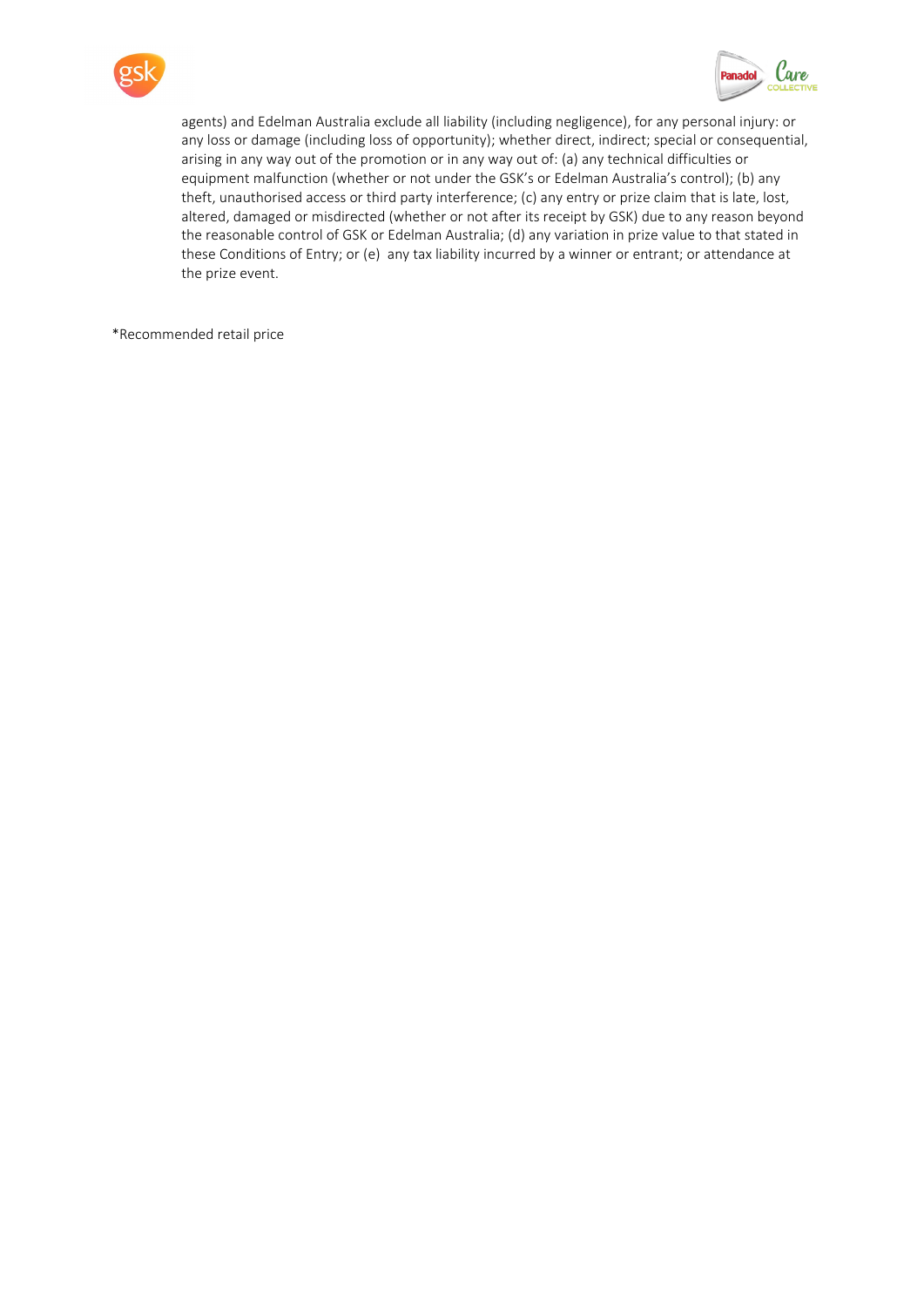agents) and Edelman Australia exclude all liability (including negligence), for any personal injury: or any loss or damage (including loss of opportunity); whether direct, indirect; special or consequential, arising in any way out of the promotion or in any way out of: (a) any technical difficulties or equipment malfunction (whether or not under the GSK's or Edelman Australia's control); (b) any theft, unauthorised access or third party interference; (c) any entry or prize claim that is late, lost, altered, damaged or misdirected (whether or not after its receipt by GSK) due to any reason beyond the reasonable control of GSK or Edelman Australia; (d) any variation in prize value to that stated in these Conditions of Entry; or (e) any tax liability incurred by a winner or entrant; or attendance at the prize event.

*Recommended retail price